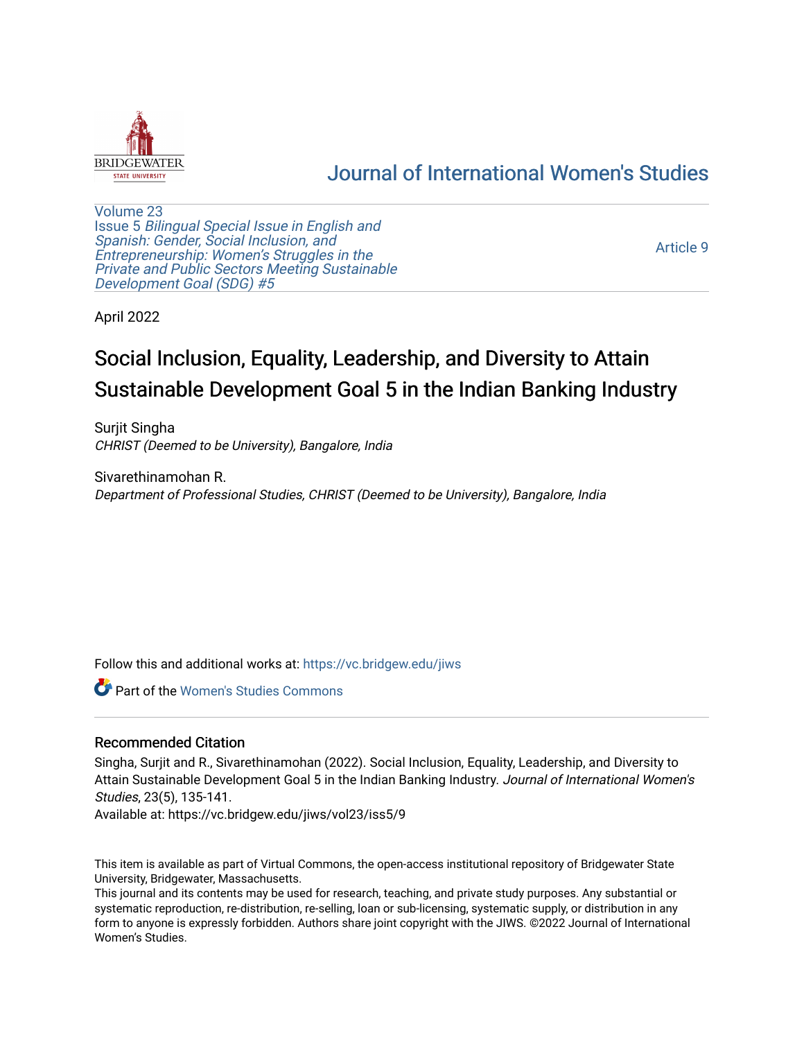# Journal of International Women's Studies

Volume 23
Issue 5 *Bilingual Special Issue in English and Spanish: Gender, Social Inclusion, and Entrepreneurship: Women's Struggles in the Private and Public Sectors Meeting Sustainable Development Goal (SDG) #5*

Article 9

April 2022

# Social Inclusion, Equality, Leadership, and Diversity to Attain Sustainable Development Goal 5 in the Indian Banking Industry

Surjit Singha
*CHRIST (Deemed to be University), Bangalore, India*

Sivarethinamohan R.
*Department of Professional Studies, CHRIST (Deemed to be University), Bangalore, India*

Follow this and additional works at: https://vc.bridgew.edu/jiws

Part of the Women's Studies Commons

## Recommended Citation

Singha, Surjit and R., Sivarethinamohan (2022). Social Inclusion, Equality, Leadership, and Diversity to Attain Sustainable Development Goal 5 in the Indian Banking Industry. *Journal of International Women's Studies*, 23(5), 135-141.
Available at: https://vc.bridgew.edu/jiws/vol23/iss5/9

This item is available as part of Virtual Commons, the open-access institutional repository of Bridgewater State University, Bridgewater, Massachusetts.
This journal and its contents may be used for research, teaching, and private study purposes. Any substantial or systematic reproduction, re-distribution, re-selling, loan or sub-licensing, systematic supply, or distribution in any form to anyone is expressly forbidden. Authors share joint copyright with the JIWS. ©2022 Journal of International Women's Studies.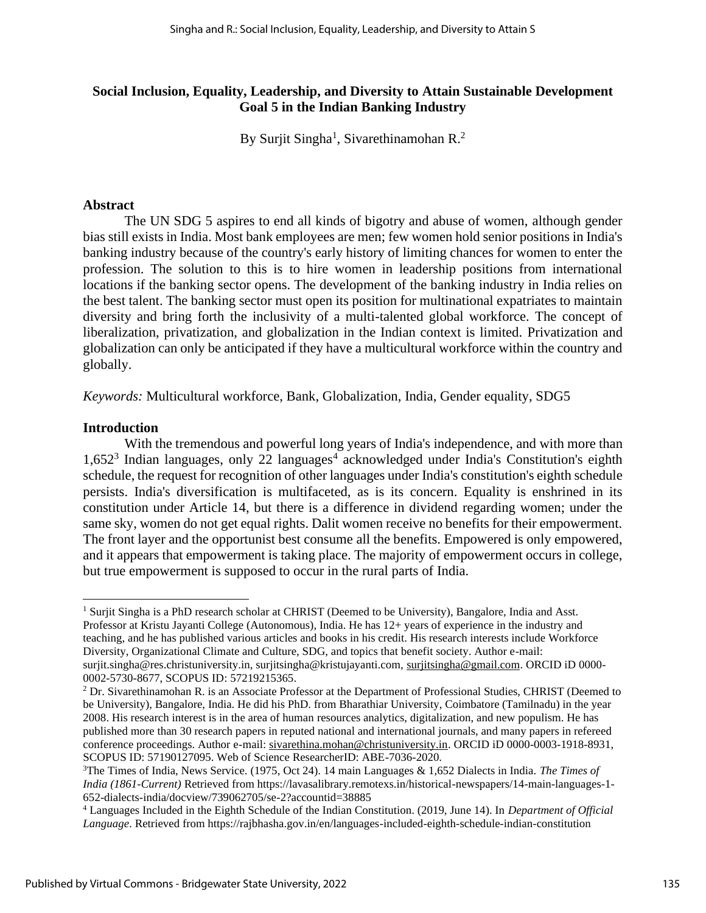**Social Inclusion, Equality, Leadership, and Diversity to Attain Sustainable Development Goal 5 in the Indian Banking Industry**

By Surjit Singha[1], Sivarethinamohan R.[2]

### Abstract

The UN SDG 5 aspires to end all kinds of bigotry and abuse of women, although gender bias still exists in India. Most bank employees are men; few women hold senior positions in India's banking industry because of the country's early history of limiting chances for women to enter the profession. The solution to this is to hire women in leadership positions from international locations if the banking sector opens. The development of the banking industry in India relies on the best talent. The banking sector must open its position for multinational expatriates to maintain diversity and bring forth the inclusivity of a multi-talented global workforce. The concept of liberalization, privatization, and globalization in the Indian context is limited. Privatization and globalization can only be anticipated if they have a multicultural workforce within the country and globally.

*Keywords:* Multicultural workforce, Bank, Globalization, India, Gender equality, SDG5

### Introduction

With the tremendous and powerful long years of India's independence, and with more than 1,652[3] Indian languages, only 22 languages[4] acknowledged under India's Constitution's eighth schedule, the request for recognition of other languages under India's constitution's eighth schedule persists. India's diversification is multifaceted, as is its concern. Equality is enshrined in its constitution under Article 14, but there is a difference in dividend regarding women; under the same sky, women do not get equal rights. Dalit women receive no benefits for their empowerment. The front layer and the opportunist best consume all the benefits. Empowered is only empowered, and it appears that empowerment is taking place. The majority of empowerment occurs in college, but true empowerment is supposed to occur in the rural parts of India.

---

[1] Surjit Singha is a PhD research scholar at CHRIST (Deemed to be University), Bangalore, India and Asst. Professor at Kristu Jayanti College (Autonomous), India. He has 12+ years of experience in the industry and teaching, and he has published various articles and books in his credit. His research interests include Workforce Diversity, Organizational Climate and Culture, SDG, and topics that benefit society. Author e-mail: surjit.singha@res.christuniversity.in, surjitsingha@kristujayanti.com, surjitsingha@gmail.com. ORCID iD 0000-0002-5730-8677, SCOPUS ID: 57219215365.

[2] Dr. Sivarethinamohan R. is an Associate Professor at the Department of Professional Studies, CHRIST (Deemed to be University), Bangalore, India. He did his PhD. from Bharathiar University, Coimbatore (Tamilnadu) in the year 2008. His research interest is in the area of human resources analytics, digitalization, and new populism. He has published more than 30 research papers in reputed national and international journals, and many papers in refereed conference proceedings. Author e-mail: sivarethina.mohan@christuniversity.in. ORCID iD 0000-0003-1918-8931, SCOPUS ID: 57190127095. Web of Science ResearcherID: ABE-7036-2020.

[3] The Times of India, News Service. (1975, Oct 24). 14 main Languages & 1,652 Dialects in India. *The Times of India (1861-Current)* Retrieved from https://lavasalibrary.remotexs.in/historical-newspapers/14-main-languages-1-652-dialects-india/docview/739062705/se-2?accountid=38885

[4] Languages Included in the Eighth Schedule of the Indian Constitution. (2019, June 14). In *Department of Official Language*. Retrieved from https://rajbhasha.gov.in/en/languages-included-eighth-schedule-indian-constitution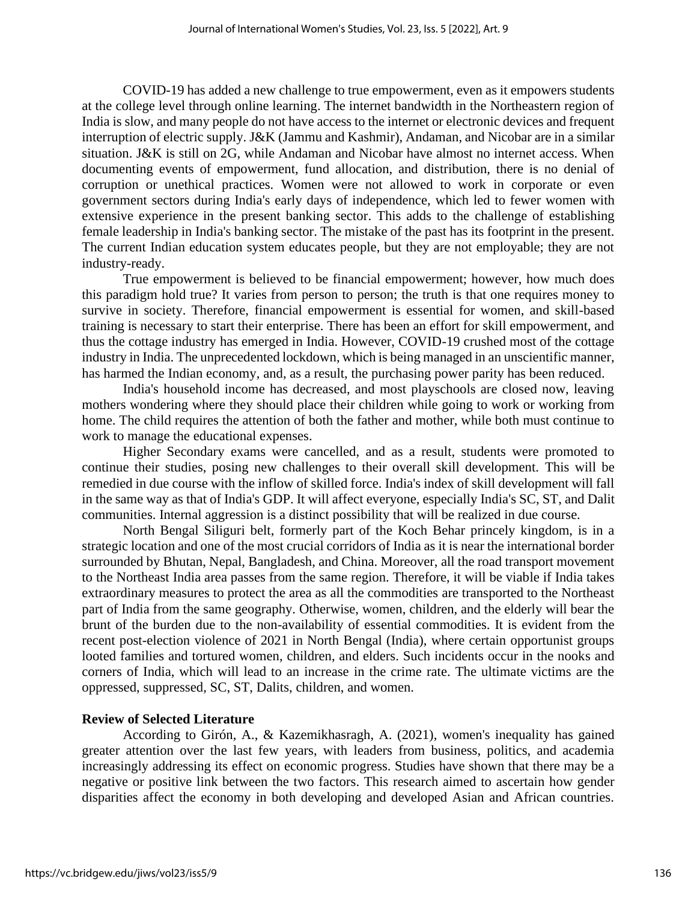COVID-19 has added a new challenge to true empowerment, even as it empowers students at the college level through online learning. The internet bandwidth in the Northeastern region of India is slow, and many people do not have access to the internet or electronic devices and frequent interruption of electric supply. J&K (Jammu and Kashmir), Andaman, and Nicobar are in a similar situation. J&K is still on 2G, while Andaman and Nicobar have almost no internet access. When documenting events of empowerment, fund allocation, and distribution, there is no denial of corruption or unethical practices. Women were not allowed to work in corporate or even government sectors during India's early days of independence, which led to fewer women with extensive experience in the present banking sector. This adds to the challenge of establishing female leadership in India's banking sector. The mistake of the past has its footprint in the present. The current Indian education system educates people, but they are not employable; they are not industry-ready.

True empowerment is believed to be financial empowerment; however, how much does this paradigm hold true? It varies from person to person; the truth is that one requires money to survive in society. Therefore, financial empowerment is essential for women, and skill-based training is necessary to start their enterprise. There has been an effort for skill empowerment, and thus the cottage industry has emerged in India. However, COVID-19 crushed most of the cottage industry in India. The unprecedented lockdown, which is being managed in an unscientific manner, has harmed the Indian economy, and, as a result, the purchasing power parity has been reduced.

India's household income has decreased, and most playschools are closed now, leaving mothers wondering where they should place their children while going to work or working from home. The child requires the attention of both the father and mother, while both must continue to work to manage the educational expenses.

Higher Secondary exams were cancelled, and as a result, students were promoted to continue their studies, posing new challenges to their overall skill development. This will be remedied in due course with the inflow of skilled force. India's index of skill development will fall in the same way as that of India's GDP. It will affect everyone, especially India's SC, ST, and Dalit communities. Internal aggression is a distinct possibility that will be realized in due course.

North Bengal Siliguri belt, formerly part of the Koch Behar princely kingdom, is in a strategic location and one of the most crucial corridors of India as it is near the international border surrounded by Bhutan, Nepal, Bangladesh, and China. Moreover, all the road transport movement to the Northeast India area passes from the same region. Therefore, it will be viable if India takes extraordinary measures to protect the area as all the commodities are transported to the Northeast part of India from the same geography. Otherwise, women, children, and the elderly will bear the brunt of the burden due to the non-availability of essential commodities. It is evident from the recent post-election violence of 2021 in North Bengal (India), where certain opportunist groups looted families and tortured women, children, and elders. Such incidents occur in the nooks and corners of India, which will lead to an increase in the crime rate. The ultimate victims are the oppressed, suppressed, SC, ST, Dalits, children, and women.

## Review of Selected Literature

According to Girón, A., & Kazemikhasragh, A. (2021), women's inequality has gained greater attention over the last few years, with leaders from business, politics, and academia increasingly addressing its effect on economic progress. Studies have shown that there may be a negative or positive link between the two factors. This research aimed to ascertain how gender disparities affect the economy in both developing and developed Asian and African countries.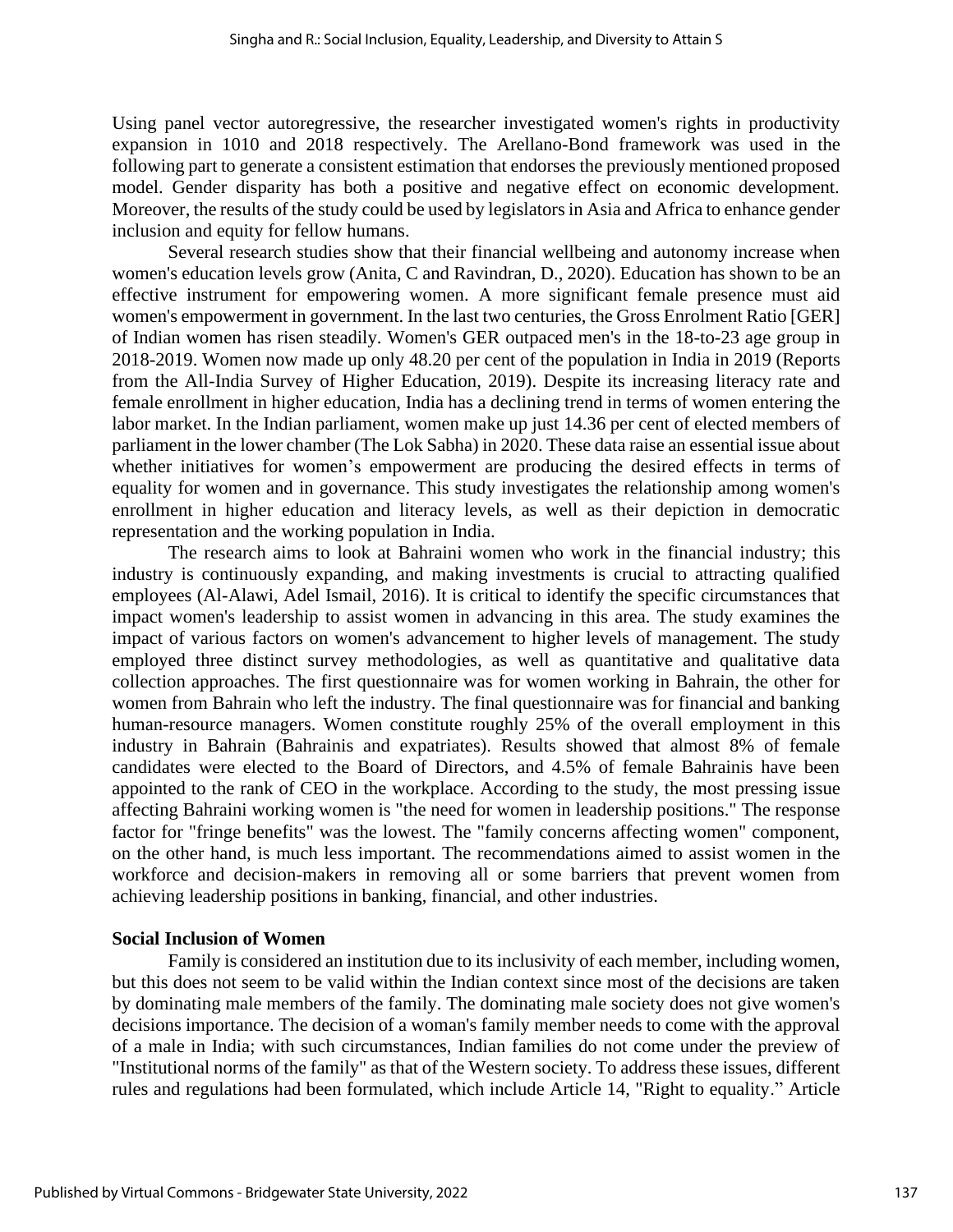Using panel vector autoregressive, the researcher investigated women's rights in productivity expansion in 1010 and 2018 respectively. The Arellano-Bond framework was used in the following part to generate a consistent estimation that endorses the previously mentioned proposed model. Gender disparity has both a positive and negative effect on economic development. Moreover, the results of the study could be used by legislators in Asia and Africa to enhance gender inclusion and equity for fellow humans.

Several research studies show that their financial wellbeing and autonomy increase when women's education levels grow (Anita, C and Ravindran, D., 2020). Education has shown to be an effective instrument for empowering women. A more significant female presence must aid women's empowerment in government. In the last two centuries, the Gross Enrolment Ratio [GER] of Indian women has risen steadily. Women's GER outpaced men's in the 18-to-23 age group in 2018-2019. Women now made up only 48.20 per cent of the population in India in 2019 (Reports from the All-India Survey of Higher Education, 2019). Despite its increasing literacy rate and female enrollment in higher education, India has a declining trend in terms of women entering the labor market. In the Indian parliament, women make up just 14.36 per cent of elected members of parliament in the lower chamber (The Lok Sabha) in 2020. These data raise an essential issue about whether initiatives for women's empowerment are producing the desired effects in terms of equality for women and in governance. This study investigates the relationship among women's enrollment in higher education and literacy levels, as well as their depiction in democratic representation and the working population in India.

The research aims to look at Bahraini women who work in the financial industry; this industry is continuously expanding, and making investments is crucial to attracting qualified employees (Al-Alawi, Adel Ismail, 2016). It is critical to identify the specific circumstances that impact women's leadership to assist women in advancing in this area. The study examines the impact of various factors on women's advancement to higher levels of management. The study employed three distinct survey methodologies, as well as quantitative and qualitative data collection approaches. The first questionnaire was for women working in Bahrain, the other for women from Bahrain who left the industry. The final questionnaire was for financial and banking human-resource managers. Women constitute roughly 25% of the overall employment in this industry in Bahrain (Bahrainis and expatriates). Results showed that almost 8% of female candidates were elected to the Board of Directors, and 4.5% of female Bahrainis have been appointed to the rank of CEO in the workplace. According to the study, the most pressing issue affecting Bahraini working women is "the need for women in leadership positions." The response factor for "fringe benefits" was the lowest. The "family concerns affecting women" component, on the other hand, is much less important. The recommendations aimed to assist women in the workforce and decision-makers in removing all or some barriers that prevent women from achieving leadership positions in banking, financial, and other industries.

**Social Inclusion of Women**

Family is considered an institution due to its inclusivity of each member, including women, but this does not seem to be valid within the Indian context since most of the decisions are taken by dominating male members of the family. The dominating male society does not give women's decisions importance. The decision of a woman's family member needs to come with the approval of a male in India; with such circumstances, Indian families do not come under the preview of "Institutional norms of the family" as that of the Western society. To address these issues, different rules and regulations had been formulated, which include Article 14, "Right to equality." Article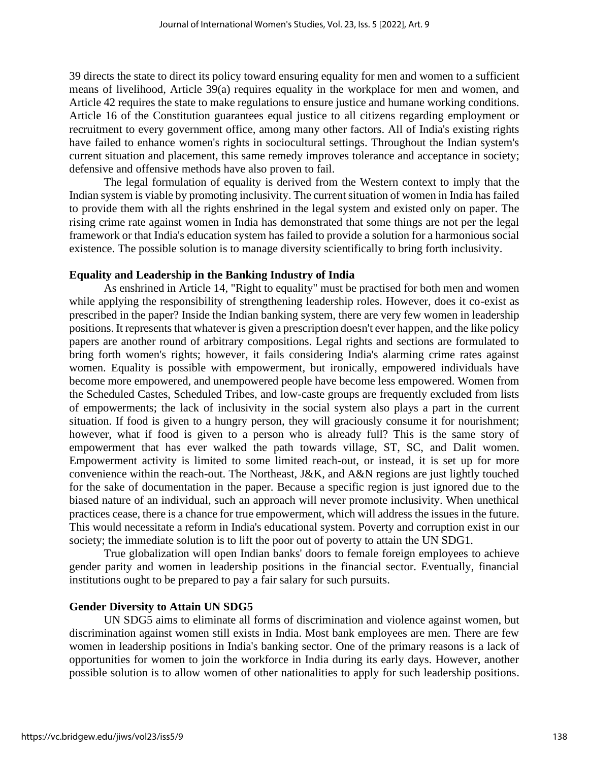39 directs the state to direct its policy toward ensuring equality for men and women to a sufficient means of livelihood, Article 39(a) requires equality in the workplace for men and women, and Article 42 requires the state to make regulations to ensure justice and humane working conditions. Article 16 of the Constitution guarantees equal justice to all citizens regarding employment or recruitment to every government office, among many other factors. All of India's existing rights have failed to enhance women's rights in sociocultural settings. Throughout the Indian system's current situation and placement, this same remedy improves tolerance and acceptance in society; defensive and offensive methods have also proven to fail.

The legal formulation of equality is derived from the Western context to imply that the Indian system is viable by promoting inclusivity. The current situation of women in India has failed to provide them with all the rights enshrined in the legal system and existed only on paper. The rising crime rate against women in India has demonstrated that some things are not per the legal framework or that India's education system has failed to provide a solution for a harmonious social existence. The possible solution is to manage diversity scientifically to bring forth inclusivity.

### Equality and Leadership in the Banking Industry of India

As enshrined in Article 14, "Right to equality" must be practised for both men and women while applying the responsibility of strengthening leadership roles. However, does it co-exist as prescribed in the paper? Inside the Indian banking system, there are very few women in leadership positions. It represents that whatever is given a prescription doesn't ever happen, and the like policy papers are another round of arbitrary compositions. Legal rights and sections are formulated to bring forth women's rights; however, it fails considering India's alarming crime rates against women. Equality is possible with empowerment, but ironically, empowered individuals have become more empowered, and unempowered people have become less empowered. Women from the Scheduled Castes, Scheduled Tribes, and low-caste groups are frequently excluded from lists of empowerments; the lack of inclusivity in the social system also plays a part in the current situation. If food is given to a hungry person, they will graciously consume it for nourishment; however, what if food is given to a person who is already full? This is the same story of empowerment that has ever walked the path towards village, ST, SC, and Dalit women. Empowerment activity is limited to some limited reach-out, or instead, it is set up for more convenience within the reach-out. The Northeast, J&K, and A&N regions are just lightly touched for the sake of documentation in the paper. Because a specific region is just ignored due to the biased nature of an individual, such an approach will never promote inclusivity. When unethical practices cease, there is a chance for true empowerment, which will address the issues in the future. This would necessitate a reform in India's educational system. Poverty and corruption exist in our society; the immediate solution is to lift the poor out of poverty to attain the UN SDG1.

True globalization will open Indian banks' doors to female foreign employees to achieve gender parity and women in leadership positions in the financial sector. Eventually, financial institutions ought to be prepared to pay a fair salary for such pursuits.

### Gender Diversity to Attain UN SDG5

UN SDG5 aims to eliminate all forms of discrimination and violence against women, but discrimination against women still exists in India. Most bank employees are men. There are few women in leadership positions in India's banking sector. One of the primary reasons is a lack of opportunities for women to join the workforce in India during its early days. However, another possible solution is to allow women of other nationalities to apply for such leadership positions.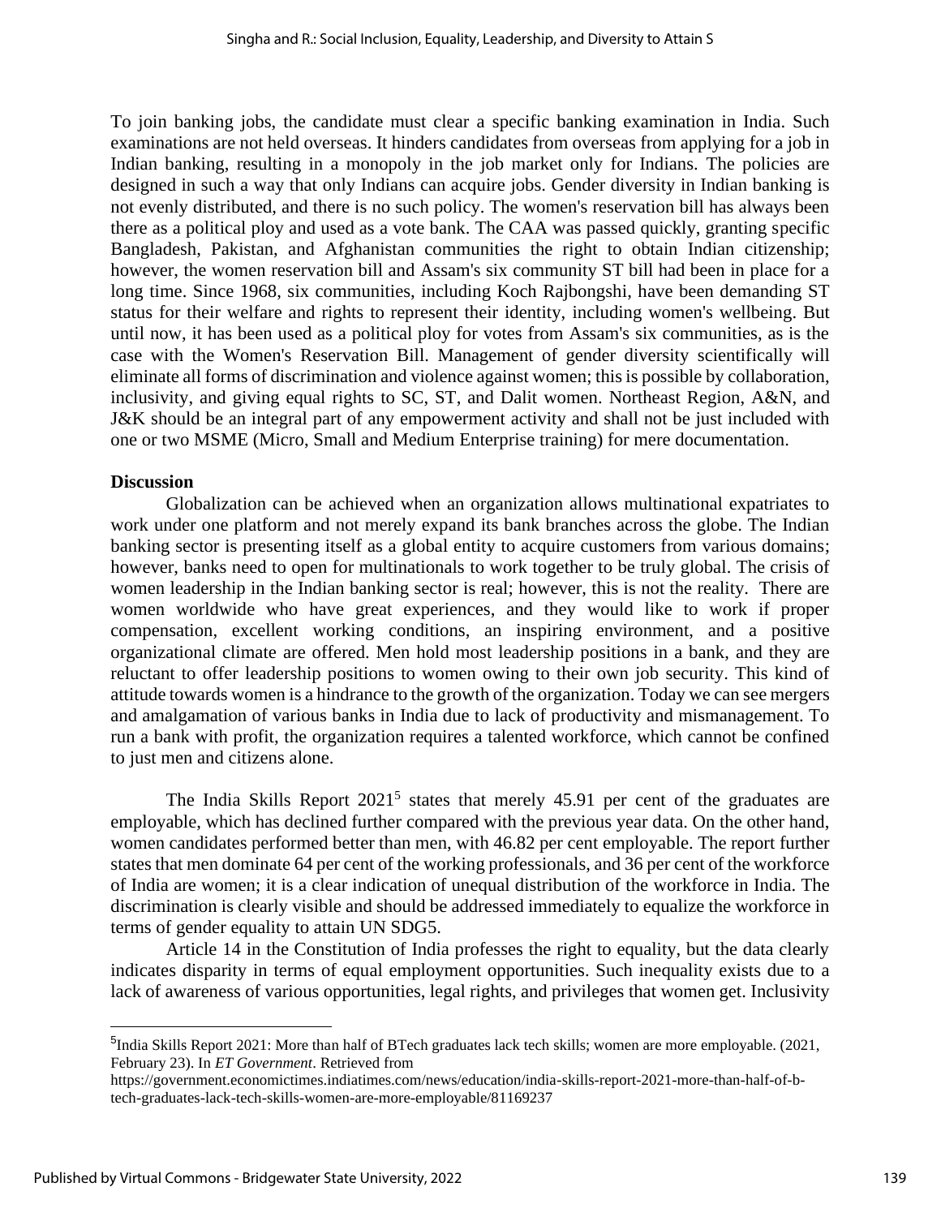To join banking jobs, the candidate must clear a specific banking examination in India. Such examinations are not held overseas. It hinders candidates from overseas from applying for a job in Indian banking, resulting in a monopoly in the job market only for Indians. The policies are designed in such a way that only Indians can acquire jobs. Gender diversity in Indian banking is not evenly distributed, and there is no such policy. The women's reservation bill has always been there as a political ploy and used as a vote bank. The CAA was passed quickly, granting specific Bangladesh, Pakistan, and Afghanistan communities the right to obtain Indian citizenship; however, the women reservation bill and Assam's six community ST bill had been in place for a long time. Since 1968, six communities, including Koch Rajbongshi, have been demanding ST status for their welfare and rights to represent their identity, including women's wellbeing. But until now, it has been used as a political ploy for votes from Assam's six communities, as is the case with the Women's Reservation Bill. Management of gender diversity scientifically will eliminate all forms of discrimination and violence against women; this is possible by collaboration, inclusivity, and giving equal rights to SC, ST, and Dalit women. Northeast Region, A&N, and J&K should be an integral part of any empowerment activity and shall not be just included with one or two MSME (Micro, Small and Medium Enterprise training) for mere documentation.

**Discussion**

Globalization can be achieved when an organization allows multinational expatriates to work under one platform and not merely expand its bank branches across the globe. The Indian banking sector is presenting itself as a global entity to acquire customers from various domains; however, banks need to open for multinationals to work together to be truly global. The crisis of women leadership in the Indian banking sector is real; however, this is not the reality. There are women worldwide who have great experiences, and they would like to work if proper compensation, excellent working conditions, an inspiring environment, and a positive organizational climate are offered. Men hold most leadership positions in a bank, and they are reluctant to offer leadership positions to women owing to their own job security. This kind of attitude towards women is a hindrance to the growth of the organization. Today we can see mergers and amalgamation of various banks in India due to lack of productivity and mismanagement. To run a bank with profit, the organization requires a talented workforce, which cannot be confined to just men and citizens alone.

The India Skills Report 2021[5] states that merely 45.91 per cent of the graduates are employable, which has declined further compared with the previous year data. On the other hand, women candidates performed better than men, with 46.82 per cent employable. The report further states that men dominate 64 per cent of the working professionals, and 36 per cent of the workforce of India are women; it is a clear indication of unequal distribution of the workforce in India. The discrimination is clearly visible and should be addressed immediately to equalize the workforce in terms of gender equality to attain UN SDG5.

Article 14 in the Constitution of India professes the right to equality, but the data clearly indicates disparity in terms of equal employment opportunities. Such inequality exists due to a lack of awareness of various opportunities, legal rights, and privileges that women get. Inclusivity

---

[5] India Skills Report 2021: More than half of BTech graduates lack tech skills; women are more employable. (2021, February 23). In *ET Government*. Retrieved from https://government.economictimes.indiatimes.com/news/education/india-skills-report-2021-more-than-half-of-b-tech-graduates-lack-tech-skills-women-are-more-employable/81169237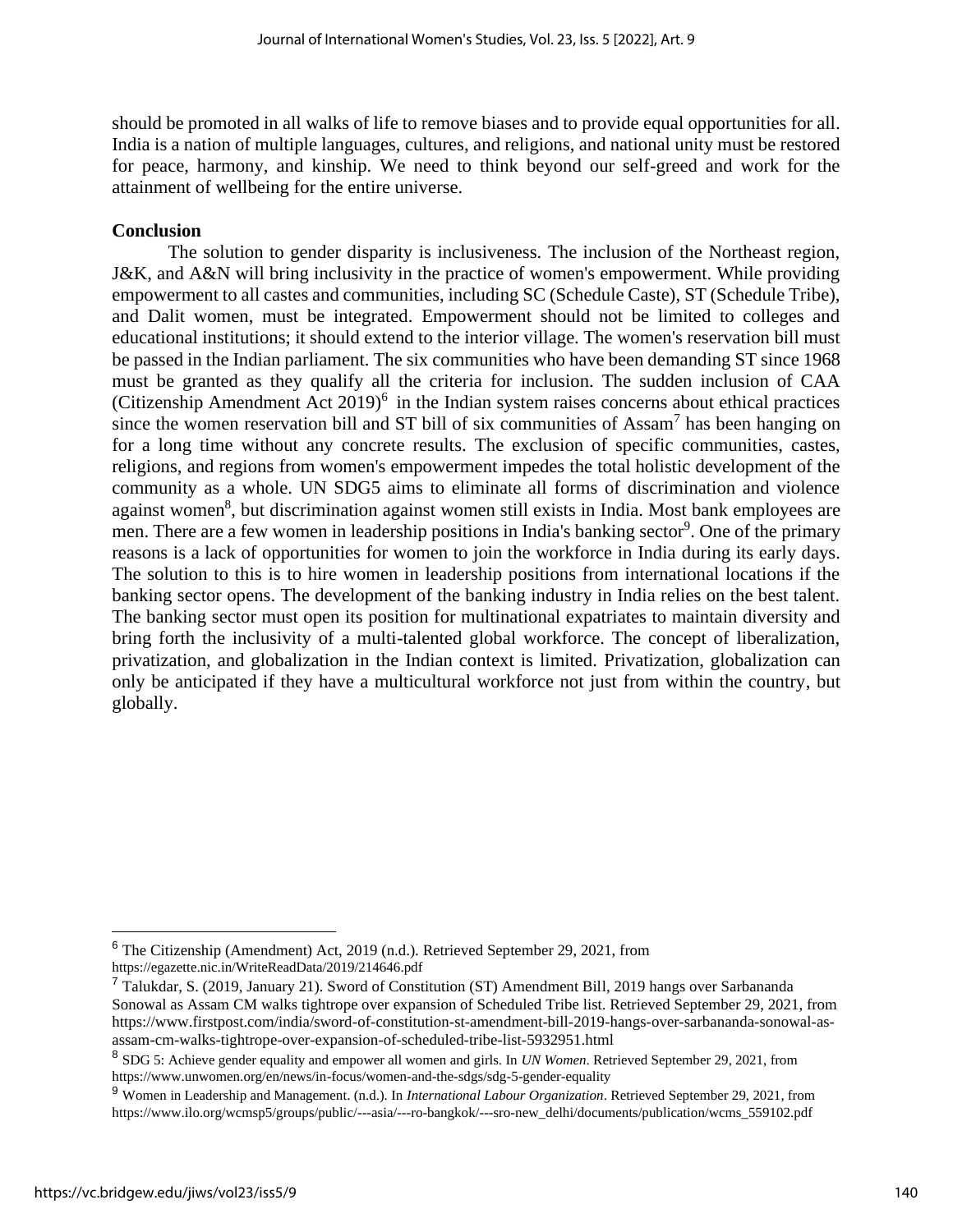should be promoted in all walks of life to remove biases and to provide equal opportunities for all. India is a nation of multiple languages, cultures, and religions, and national unity must be restored for peace, harmony, and kinship. We need to think beyond our self-greed and work for the attainment of wellbeing for the entire universe.

## Conclusion

The solution to gender disparity is inclusiveness. The inclusion of the Northeast region, J&K, and A&N will bring inclusivity in the practice of women's empowerment. While providing empowerment to all castes and communities, including SC (Schedule Caste), ST (Schedule Tribe), and Dalit women, must be integrated. Empowerment should not be limited to colleges and educational institutions; it should extend to the interior village. The women's reservation bill must be passed in the Indian parliament. The six communities who have been demanding ST since 1968 must be granted as they qualify all the criteria for inclusion. The sudden inclusion of CAA (Citizenship Amendment Act 2019)[6] in the Indian system raises concerns about ethical practices since the women reservation bill and ST bill of six communities of Assam[7] has been hanging on for a long time without any concrete results. The exclusion of specific communities, castes, religions, and regions from women's empowerment impedes the total holistic development of the community as a whole. UN SDG5 aims to eliminate all forms of discrimination and violence against women[8], but discrimination against women still exists in India. Most bank employees are men. There are a few women in leadership positions in India's banking sector[9]. One of the primary reasons is a lack of opportunities for women to join the workforce in India during its early days. The solution to this is to hire women in leadership positions from international locations if the banking sector opens. The development of the banking industry in India relies on the best talent. The banking sector must open its position for multinational expatriates to maintain diversity and bring forth the inclusivity of a multi-talented global workforce. The concept of liberalization, privatization, and globalization in the Indian context is limited. Privatization, globalization can only be anticipated if they have a multicultural workforce not just from within the country, but globally.

---

[6] The Citizenship (Amendment) Act, 2019 (n.d.). Retrieved September 29, 2021, from https://egazette.nic.in/WriteReadData/2019/214646.pdf

[7] Talukdar, S. (2019, January 21). Sword of Constitution (ST) Amendment Bill, 2019 hangs over Sarbananda Sonowal as Assam CM walks tightrope over expansion of Scheduled Tribe list. Retrieved September 29, 2021, from https://www.firstpost.com/india/sword-of-constitution-st-amendment-bill-2019-hangs-over-sarbananda-sonowal-as-assam-cm-walks-tightrope-over-expansion-of-scheduled-tribe-list-5932951.html

[8] SDG 5: Achieve gender equality and empower all women and girls. In *UN Women*. Retrieved September 29, 2021, from https://www.unwomen.org/en/news/in-focus/women-and-the-sdgs/sdg-5-gender-equality

[9] Women in Leadership and Management. (n.d.). In *International Labour Organization*. Retrieved September 29, 2021, from https://www.ilo.org/wcmsp5/groups/public/---asia/---ro-bangkok/---sro-new_delhi/documents/publication/wcms_559102.pdf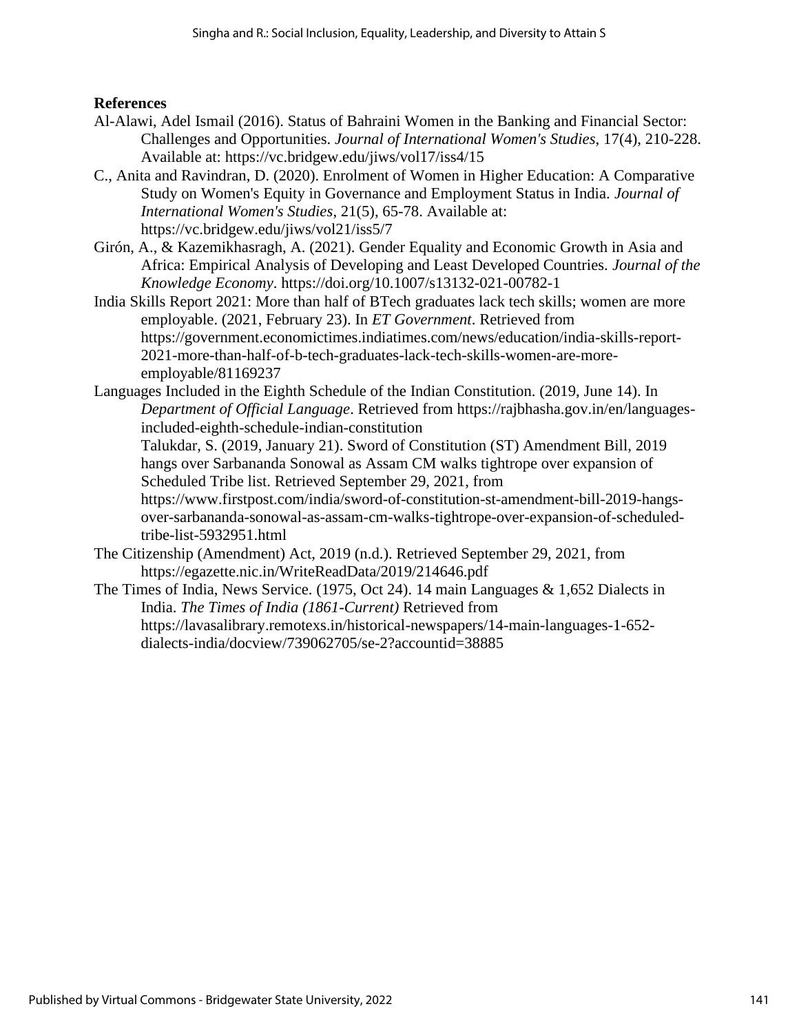**References**

Al-Alawi, Adel Ismail (2016). Status of Bahraini Women in the Banking and Financial Sector: Challenges and Opportunities. *Journal of International Women's Studies*, 17(4), 210-228. Available at: https://vc.bridgew.edu/jiws/vol17/iss4/15

C., Anita and Ravindran, D. (2020). Enrolment of Women in Higher Education: A Comparative Study on Women's Equity in Governance and Employment Status in India. *Journal of International Women's Studies*, 21(5), 65-78. Available at: https://vc.bridgew.edu/jiws/vol21/iss5/7

Girón, A., & Kazemikhasragh, A. (2021). Gender Equality and Economic Growth in Asia and Africa: Empirical Analysis of Developing and Least Developed Countries. *Journal of the Knowledge Economy*. https://doi.org/10.1007/s13132-021-00782-1

India Skills Report 2021: More than half of BTech graduates lack tech skills; women are more employable. (2021, February 23). In *ET Government*. Retrieved from https://government.economictimes.indiatimes.com/news/education/india-skills-report-2021-more-than-half-of-b-tech-graduates-lack-tech-skills-women-are-more-employable/81169237

Languages Included in the Eighth Schedule of the Indian Constitution. (2019, June 14). In *Department of Official Language*. Retrieved from https://rajbhasha.gov.in/en/languages-included-eighth-schedule-indian-constitution
Talukdar, S. (2019, January 21). Sword of Constitution (ST) Amendment Bill, 2019 hangs over Sarbananda Sonowal as Assam CM walks tightrope over expansion of Scheduled Tribe list. Retrieved September 29, 2021, from https://www.firstpost.com/india/sword-of-constitution-st-amendment-bill-2019-hangs-over-sarbananda-sonowal-as-assam-cm-walks-tightrope-over-expansion-of-scheduled-tribe-list-5932951.html

The Citizenship (Amendment) Act, 2019 (n.d.). Retrieved September 29, 2021, from https://egazette.nic.in/WriteReadData/2019/214646.pdf

The Times of India, News Service. (1975, Oct 24). 14 main Languages & 1,652 Dialects in India. *The Times of India (1861-Current)* Retrieved from https://lavasalibrary.remotexs.in/historical-newspapers/14-main-languages-1-652-dialects-india/docview/739062705/se-2?accountid=38885